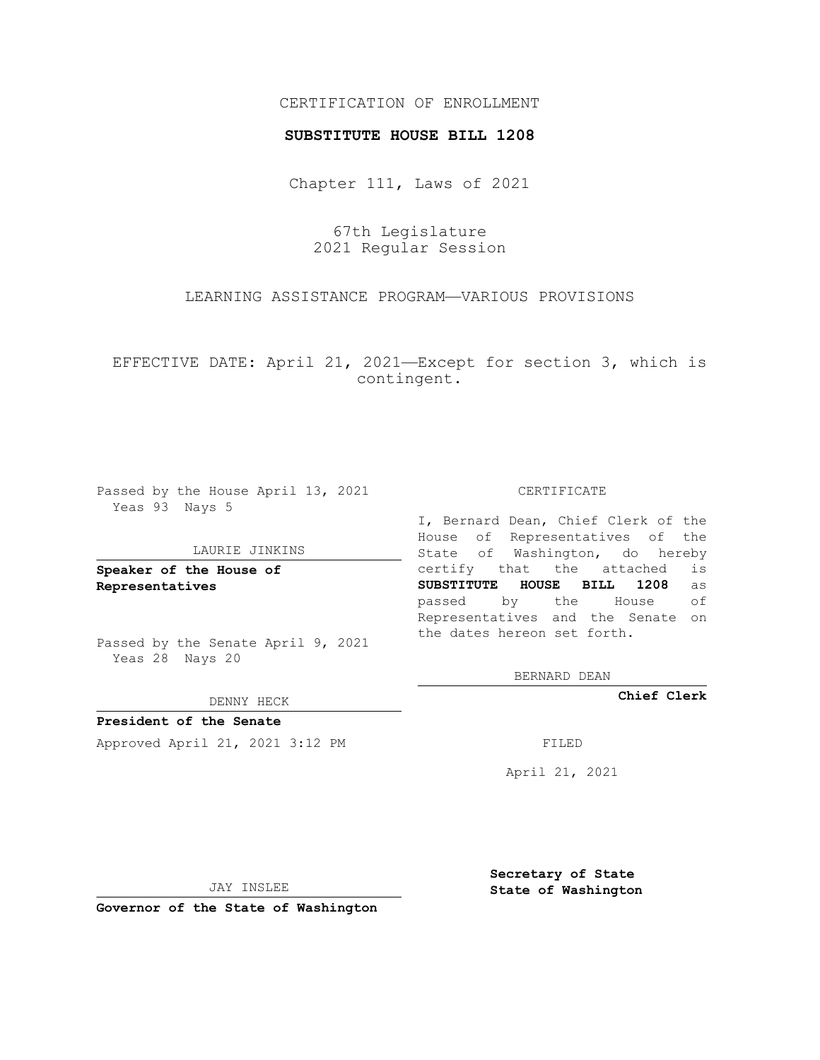CERTIFICATION OF ENROLLMENT

**SUBSTITUTE HOUSE BILL 1208**

Chapter 111, Laws of 2021

67th Legislature
2021 Regular Session

LEARNING ASSISTANCE PROGRAM——VARIOUS PROVISIONS

EFFECTIVE DATE: April 21, 2021——Except for section 3, which is contingent.

Passed by the House April 13, 2021
Yeas 93 Nays 5

LAURIE JINKINS

**Speaker of the House of Representatives**

Passed by the Senate April 9, 2021
Yeas 28 Nays 20

DENNY HECK

**President of the Senate**

Approved April 21, 2021 3:12 PM

JAY INSLEE

**Governor of the State of Washington**

CERTIFICATE

I, Bernard Dean, Chief Clerk of the House of Representatives of the State of Washington, do hereby certify that the attached is **SUBSTITUTE HOUSE BILL 1208** as passed by the House of Representatives and the Senate on the dates hereon set forth.

BERNARD DEAN

**Chief Clerk**

FILED

April 21, 2021

**Secretary of State**
**State of Washington**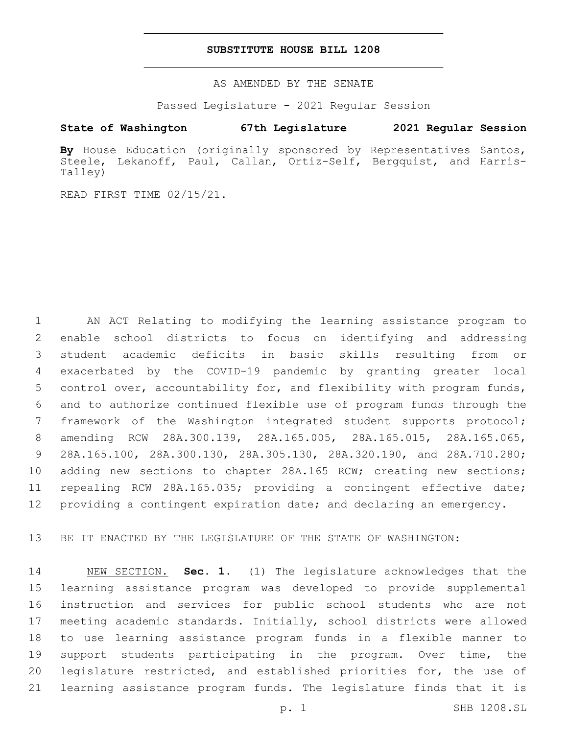# SUBSTITUTE HOUSE BILL 1208

AS AMENDED BY THE SENATE

Passed Legislature - 2021 Regular Session

**State of Washington 67th Legislature 2021 Regular Session**

**By** House Education (originally sponsored by Representatives Santos, Steele, Lekanoff, Paul, Callan, Ortiz-Self, Bergquist, and Harris-Talley)

READ FIRST TIME 02/15/21.

AN ACT Relating to modifying the learning assistance program to enable school districts to focus on identifying and addressing student academic deficits in basic skills resulting from or exacerbated by the COVID-19 pandemic by granting greater local control over, accountability for, and flexibility with program funds, and to authorize continued flexible use of program funds through the framework of the Washington integrated student supports protocol; amending RCW 28A.300.139, 28A.165.005, 28A.165.015, 28A.165.065, 28A.165.100, 28A.300.130, 28A.305.130, 28A.320.190, and 28A.710.280; adding new sections to chapter 28A.165 RCW; creating new sections; repealing RCW 28A.165.035; providing a contingent effective date; providing a contingent expiration date; and declaring an emergency.

BE IT ENACTED BY THE LEGISLATURE OF THE STATE OF WASHINGTON:

NEW SECTION. **Sec. 1.** (1) The legislature acknowledges that the learning assistance program was developed to provide supplemental instruction and services for public school students who are not meeting academic standards. Initially, school districts were allowed to use learning assistance program funds in a flexible manner to support students participating in the program. Over time, the legislature restricted, and established priorities for, the use of learning assistance program funds. The legislature finds that it is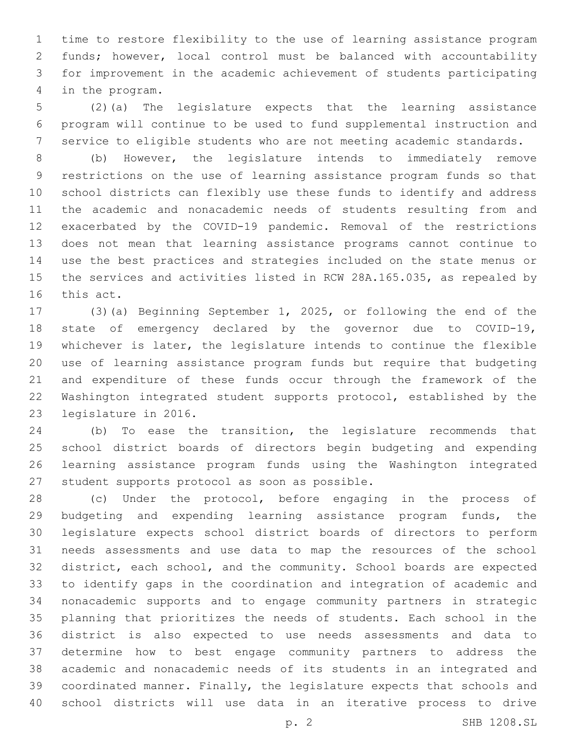time to restore flexibility to the use of learning assistance program funds; however, local control must be balanced with accountability for improvement in the academic achievement of students participating in the program.

(2)(a) The legislature expects that the learning assistance program will continue to be used to fund supplemental instruction and service to eligible students who are not meeting academic standards.

(b) However, the legislature intends to immediately remove restrictions on the use of learning assistance program funds so that school districts can flexibly use these funds to identify and address the academic and nonacademic needs of students resulting from and exacerbated by the COVID-19 pandemic. Removal of the restrictions does not mean that learning assistance programs cannot continue to use the best practices and strategies included on the state menus or the services and activities listed in RCW 28A.165.035, as repealed by this act.

(3)(a) Beginning September 1, 2025, or following the end of the state of emergency declared by the governor due to COVID-19, whichever is later, the legislature intends to continue the flexible use of learning assistance program funds but require that budgeting and expenditure of these funds occur through the framework of the Washington integrated student supports protocol, established by the legislature in 2016.

(b) To ease the transition, the legislature recommends that school district boards of directors begin budgeting and expending learning assistance program funds using the Washington integrated student supports protocol as soon as possible.

(c) Under the protocol, before engaging in the process of budgeting and expending learning assistance program funds, the legislature expects school district boards of directors to perform needs assessments and use data to map the resources of the school district, each school, and the community. School boards are expected to identify gaps in the coordination and integration of academic and nonacademic supports and to engage community partners in strategic planning that prioritizes the needs of students. Each school in the district is also expected to use needs assessments and data to determine how to best engage community partners to address the academic and nonacademic needs of its students in an integrated and coordinated manner. Finally, the legislature expects that schools and school districts will use data in an iterative process to drive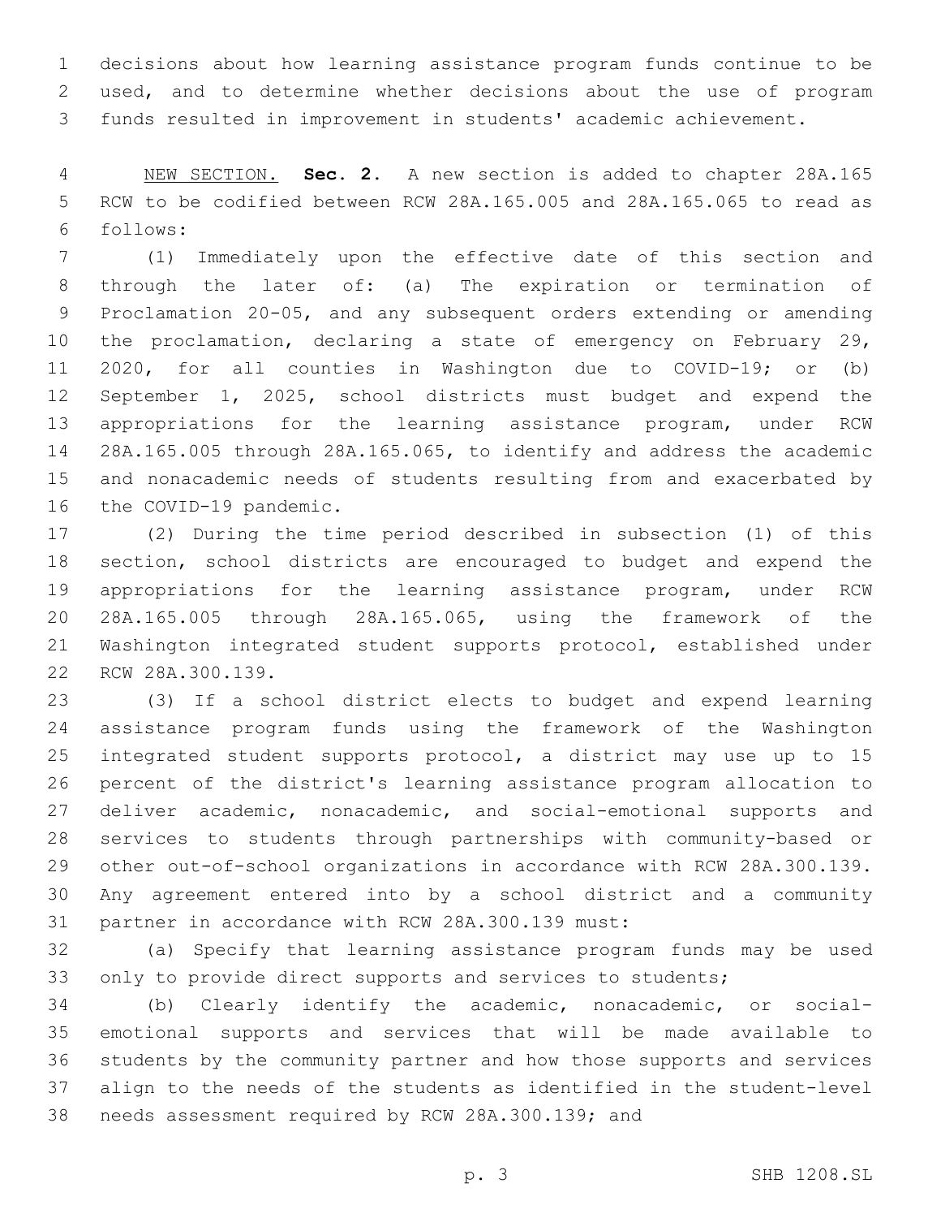decisions about how learning assistance program funds continue to be used, and to determine whether decisions about the use of program funds resulted in improvement in students' academic achievement.

NEW SECTION. **Sec. 2.** A new section is added to chapter 28A.165 RCW to be codified between RCW 28A.165.005 and 28A.165.065 to read as follows:

(1) Immediately upon the effective date of this section and through the later of: (a) The expiration or termination of Proclamation 20-05, and any subsequent orders extending or amending the proclamation, declaring a state of emergency on February 29, 2020, for all counties in Washington due to COVID-19; or (b) September 1, 2025, school districts must budget and expend the appropriations for the learning assistance program, under RCW 28A.165.005 through 28A.165.065, to identify and address the academic and nonacademic needs of students resulting from and exacerbated by the COVID-19 pandemic.

(2) During the time period described in subsection (1) of this section, school districts are encouraged to budget and expend the appropriations for the learning assistance program, under RCW 28A.165.005 through 28A.165.065, using the framework of the Washington integrated student supports protocol, established under RCW 28A.300.139.

(3) If a school district elects to budget and expend learning assistance program funds using the framework of the Washington integrated student supports protocol, a district may use up to 15 percent of the district's learning assistance program allocation to deliver academic, nonacademic, and social-emotional supports and services to students through partnerships with community-based or other out-of-school organizations in accordance with RCW 28A.300.139. Any agreement entered into by a school district and a community partner in accordance with RCW 28A.300.139 must:

(a) Specify that learning assistance program funds may be used only to provide direct supports and services to students;

(b) Clearly identify the academic, nonacademic, or social-emotional supports and services that will be made available to students by the community partner and how those supports and services align to the needs of the students as identified in the student-level needs assessment required by RCW 28A.300.139; and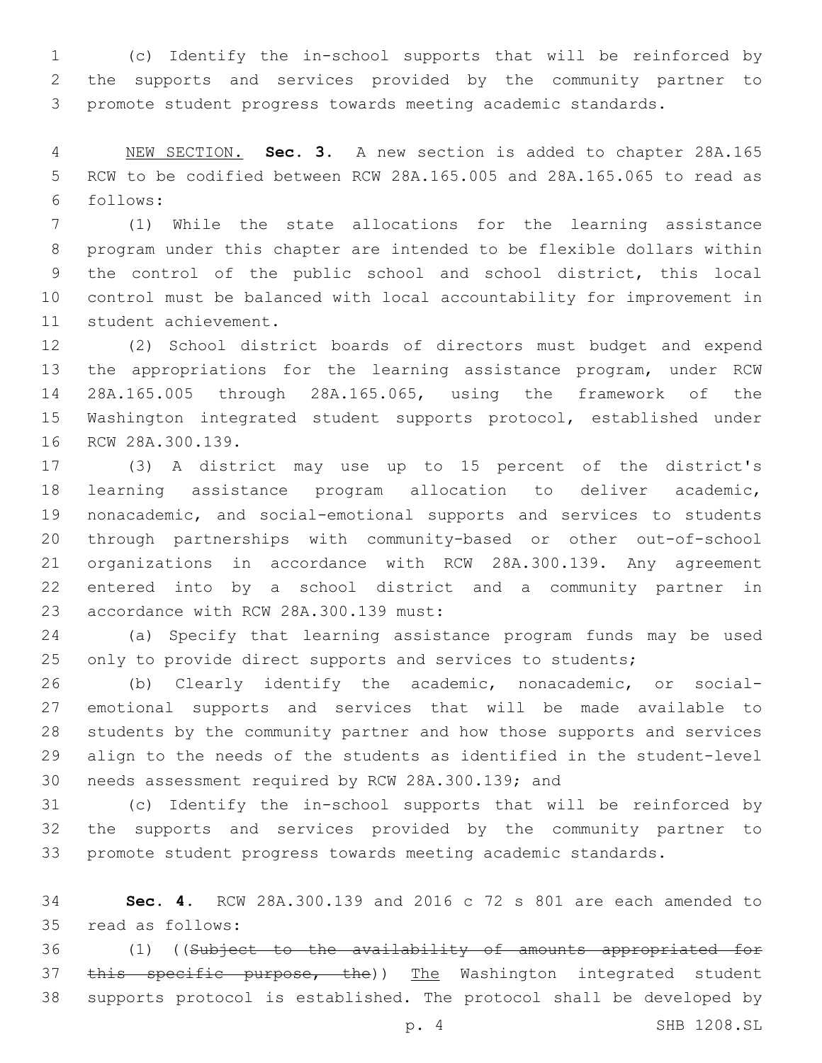(c) Identify the in-school supports that will be reinforced by the supports and services provided by the community partner to promote student progress towards meeting academic standards.

<u>NEW SECTION.</u> **Sec. 3.** A new section is added to chapter 28A.165 RCW to be codified between RCW 28A.165.005 and 28A.165.065 to read as follows:

(1) While the state allocations for the learning assistance program under this chapter are intended to be flexible dollars within the control of the public school and school district, this local control must be balanced with local accountability for improvement in student achievement.

(2) School district boards of directors must budget and expend the appropriations for the learning assistance program, under RCW 28A.165.005 through 28A.165.065, using the framework of the Washington integrated student supports protocol, established under RCW 28A.300.139.

(3) A district may use up to 15 percent of the district's learning assistance program allocation to deliver academic, nonacademic, and social-emotional supports and services to students through partnerships with community-based or other out-of-school organizations in accordance with RCW 28A.300.139. Any agreement entered into by a school district and a community partner in accordance with RCW 28A.300.139 must:

(a) Specify that learning assistance program funds may be used only to provide direct supports and services to students;

(b) Clearly identify the academic, nonacademic, or social-emotional supports and services that will be made available to students by the community partner and how those supports and services align to the needs of the students as identified in the student-level needs assessment required by RCW 28A.300.139; and

(c) Identify the in-school supports that will be reinforced by the supports and services provided by the community partner to promote student progress towards meeting academic standards.

**Sec. 4.** RCW 28A.300.139 and 2016 c 72 s 801 are each amended to read as follows:

(1) ((~~Subject to the availability of amounts appropriated for this specific purpose, the~~)) <u>The</u> Washington integrated student supports protocol is established. The protocol shall be developed by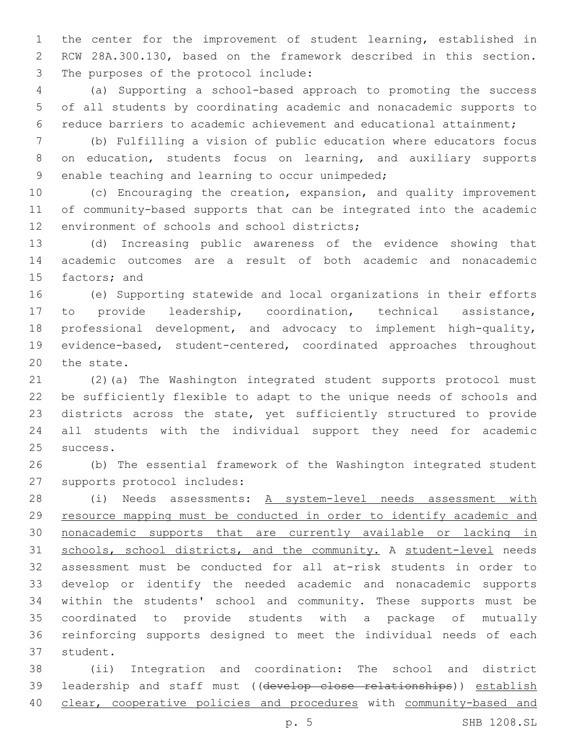the center for the improvement of student learning, established in RCW 28A.300.130, based on the framework described in this section. The purposes of the protocol include:

(a) Supporting a school-based approach to promoting the success of all students by coordinating academic and nonacademic supports to reduce barriers to academic achievement and educational attainment;

(b) Fulfilling a vision of public education where educators focus on education, students focus on learning, and auxiliary supports enable teaching and learning to occur unimpeded;

(c) Encouraging the creation, expansion, and quality improvement of community-based supports that can be integrated into the academic environment of schools and school districts;

(d) Increasing public awareness of the evidence showing that academic outcomes are a result of both academic and nonacademic factors; and

(e) Supporting statewide and local organizations in their efforts to provide leadership, coordination, technical assistance, professional development, and advocacy to implement high-quality, evidence-based, student-centered, coordinated approaches throughout the state.

(2)(a) The Washington integrated student supports protocol must be sufficiently flexible to adapt to the unique needs of schools and districts across the state, yet sufficiently structured to provide all students with the individual support they need for academic success.

(b) The essential framework of the Washington integrated student supports protocol includes:

(i) Needs assessments: <u>A system-level needs assessment with resource mapping must be conducted in order to identify academic and nonacademic supports that are currently available or lacking in schools, school districts, and the community.</u> A <u>student-level</u> needs assessment must be conducted for all at-risk students in order to develop or identify the needed academic and nonacademic supports within the students' school and community. These supports must be coordinated to provide students with a package of mutually reinforcing supports designed to meet the individual needs of each student.

(ii) Integration and coordination: The school and district leadership and staff must ((~~develop close relationships~~)) <u>establish clear, cooperative policies and procedures</u> with <u>community-based and</u>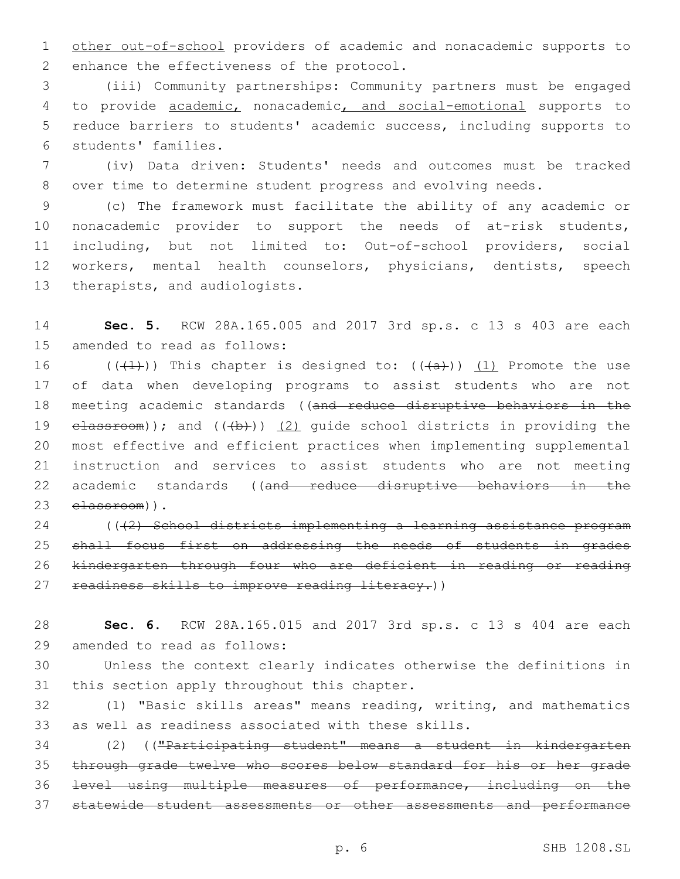other out-of-school providers of academic and nonacademic supports to enhance the effectiveness of the protocol.

(iii) Community partnerships: Community partners must be engaged to provide academic, nonacademic, and social-emotional supports to reduce barriers to students' academic success, including supports to students' families.

(iv) Data driven: Students' needs and outcomes must be tracked over time to determine student progress and evolving needs.

(c) The framework must facilitate the ability of any academic or nonacademic provider to support the needs of at-risk students, including, but not limited to: Out-of-school providers, social workers, mental health counselors, physicians, dentists, speech therapists, and audiologists.

**Sec. 5.** RCW 28A.165.005 and 2017 3rd sp.s. c 13 s 403 are each amended to read as follows:

((~~(1)~~)) This chapter is designed to: ((~~(a)~~)) (1) Promote the use of data when developing programs to assist students who are not meeting academic standards ((~~and reduce disruptive behaviors in the classroom~~)); and ((~~(b)~~)) (2) guide school districts in providing the most effective and efficient practices when implementing supplemental instruction and services to assist students who are not meeting academic standards ((~~and reduce disruptive behaviors in the classroom~~)).

((~~(2) School districts implementing a learning assistance program shall focus first on addressing the needs of students in grades kindergarten through four who are deficient in reading or reading readiness skills to improve reading literacy.~~))

**Sec. 6.** RCW 28A.165.015 and 2017 3rd sp.s. c 13 s 404 are each amended to read as follows:

Unless the context clearly indicates otherwise the definitions in this section apply throughout this chapter.

(1) "Basic skills areas" means reading, writing, and mathematics as well as readiness associated with these skills.

(2) ((~~"Participating student" means a student in kindergarten through grade twelve who scores below standard for his or her grade level using multiple measures of performance, including on the statewide student assessments or other assessments and performance~~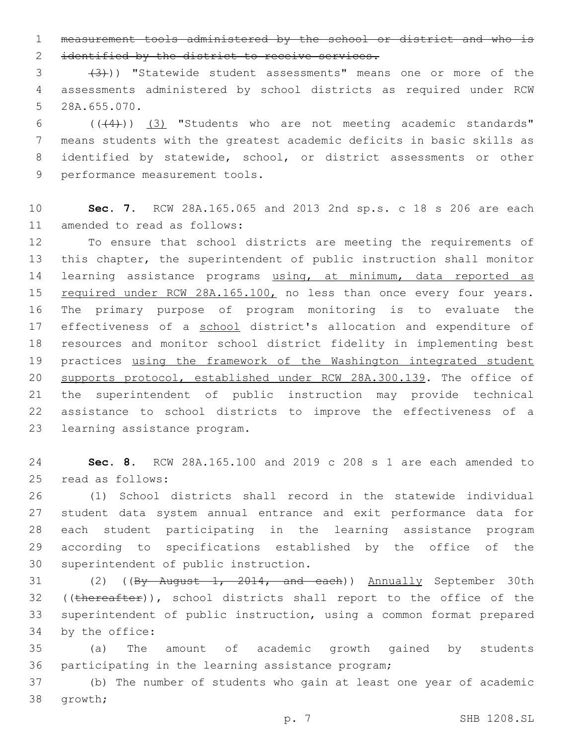~~measurement tools administered by the school or district and who is identified by the district to receive services.~~

~~(3)~~)) "Statewide student assessments" means one or more of the assessments administered by school districts as required under RCW 28A.655.070.

((~~(4)~~)) <u>(3)</u> "Students who are not meeting academic standards" means students with the greatest academic deficits in basic skills as identified by statewide, school, or district assessments or other performance measurement tools.

**Sec. 7.** RCW 28A.165.065 and 2013 2nd sp.s. c 18 s 206 are each amended to read as follows:

To ensure that school districts are meeting the requirements of this chapter, the superintendent of public instruction shall monitor learning assistance programs <u>using, at minimum, data reported as required under RCW 28A.165.100,</u> no less than once every four years. The primary purpose of program monitoring is to evaluate the effectiveness of a <u>school</u> district's allocation and expenditure of resources and monitor school district fidelity in implementing best practices <u>using the framework of the Washington integrated student supports protocol, established under RCW 28A.300.139</u>. The office of the superintendent of public instruction may provide technical assistance to school districts to improve the effectiveness of a learning assistance program.

**Sec. 8.** RCW 28A.165.100 and 2019 c 208 s 1 are each amended to read as follows:

(1) School districts shall record in the statewide individual student data system annual entrance and exit performance data for each student participating in the learning assistance program according to specifications established by the office of the superintendent of public instruction.

(2) ((~~By August 1, 2014, and each~~)) <u>Annually</u> September 30th ((~~thereafter~~)), school districts shall report to the office of the superintendent of public instruction, using a common format prepared by the office:

(a) The amount of academic growth gained by students participating in the learning assistance program;

(b) The number of students who gain at least one year of academic growth;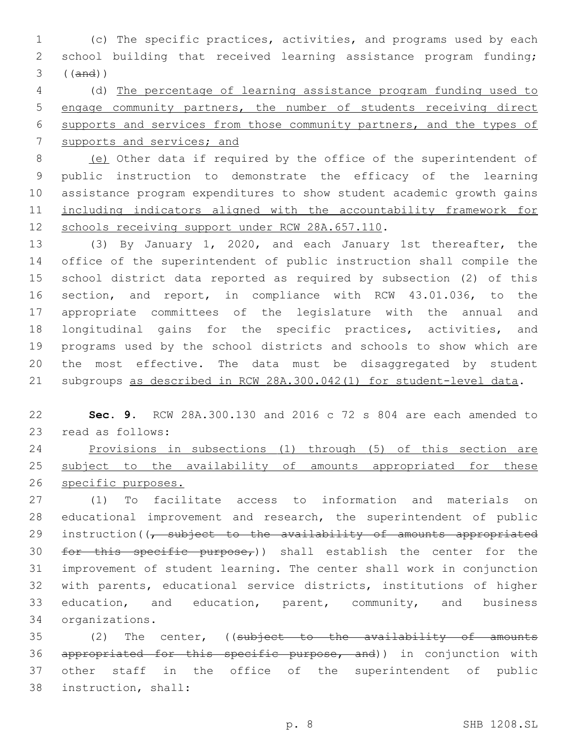(c) The specific practices, activities, and programs used by each school building that received learning assistance program funding; ((and))

(d) The percentage of learning assistance program funding used to engage community partners, the number of students receiving direct supports and services from those community partners, and the types of supports and services; and

(e) Other data if required by the office of the superintendent of public instruction to demonstrate the efficacy of the learning assistance program expenditures to show student academic growth gains including indicators aligned with the accountability framework for schools receiving support under RCW 28A.657.110.

(3) By January 1, 2020, and each January 1st thereafter, the office of the superintendent of public instruction shall compile the school district data reported as required by subsection (2) of this section, and report, in compliance with RCW 43.01.036, to the appropriate committees of the legislature with the annual and longitudinal gains for the specific practices, activities, and programs used by the school districts and schools to show which are the most effective. The data must be disaggregated by student subgroups as described in RCW 28A.300.042(1) for student-level data.

**Sec. 9.** RCW 28A.300.130 and 2016 c 72 s 804 are each amended to read as follows:

Provisions in subsections (1) through (5) of this section are subject to the availability of amounts appropriated for these specific purposes.

(1) To facilitate access to information and materials on educational improvement and research, the superintendent of public instruction((~~, subject to the availability of amounts appropriated for this specific purpose,~~)) shall establish the center for the improvement of student learning. The center shall work in conjunction with parents, educational service districts, institutions of higher education, and education, parent, community, and business organizations.

(2) The center, ((~~subject to the availability of amounts appropriated for this specific purpose, and~~)) in conjunction with other staff in the office of the superintendent of public instruction, shall: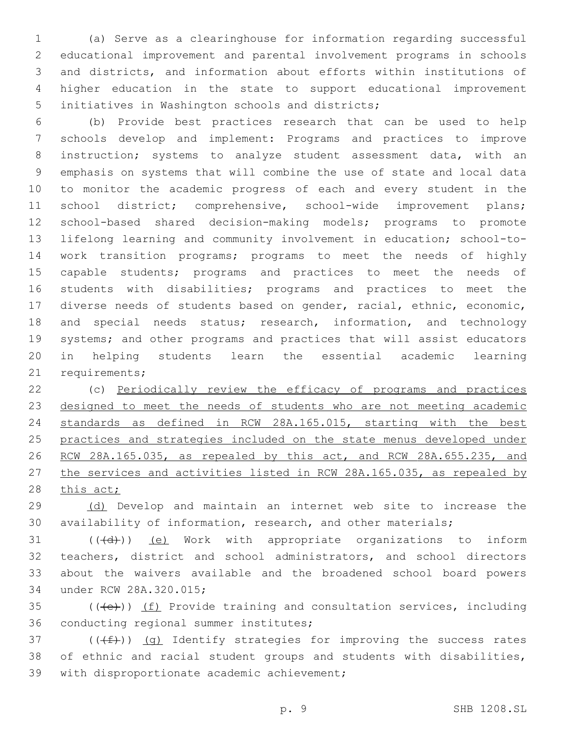(a) Serve as a clearinghouse for information regarding successful educational improvement and parental involvement programs in schools and districts, and information about efforts within institutions of higher education in the state to support educational improvement initiatives in Washington schools and districts;

(b) Provide best practices research that can be used to help schools develop and implement: Programs and practices to improve instruction; systems to analyze student assessment data, with an emphasis on systems that will combine the use of state and local data to monitor the academic progress of each and every student in the school district; comprehensive, school-wide improvement plans; school-based shared decision-making models; programs to promote lifelong learning and community involvement in education; school-to-work transition programs; programs to meet the needs of highly capable students; programs and practices to meet the needs of students with disabilities; programs and practices to meet the diverse needs of students based on gender, racial, ethnic, economic, and special needs status; research, information, and technology systems; and other programs and practices that will assist educators in helping students learn the essential academic learning requirements;

(c) Periodically review the efficacy of programs and practices designed to meet the needs of students who are not meeting academic standards as defined in RCW 28A.165.015, starting with the best practices and strategies included on the state menus developed under RCW 28A.165.035, as repealed by this act, and RCW 28A.655.235, and the services and activities listed in RCW 28A.165.035, as repealed by this act;

(d) Develop and maintain an internet web site to increase the availability of information, research, and other materials;

(((d))) (e) Work with appropriate organizations to inform teachers, district and school administrators, and school directors about the waivers available and the broadened school board powers under RCW 28A.320.015;

(((e))) (f) Provide training and consultation services, including conducting regional summer institutes;

(((f))) (g) Identify strategies for improving the success rates of ethnic and racial student groups and students with disabilities, with disproportionate academic achievement;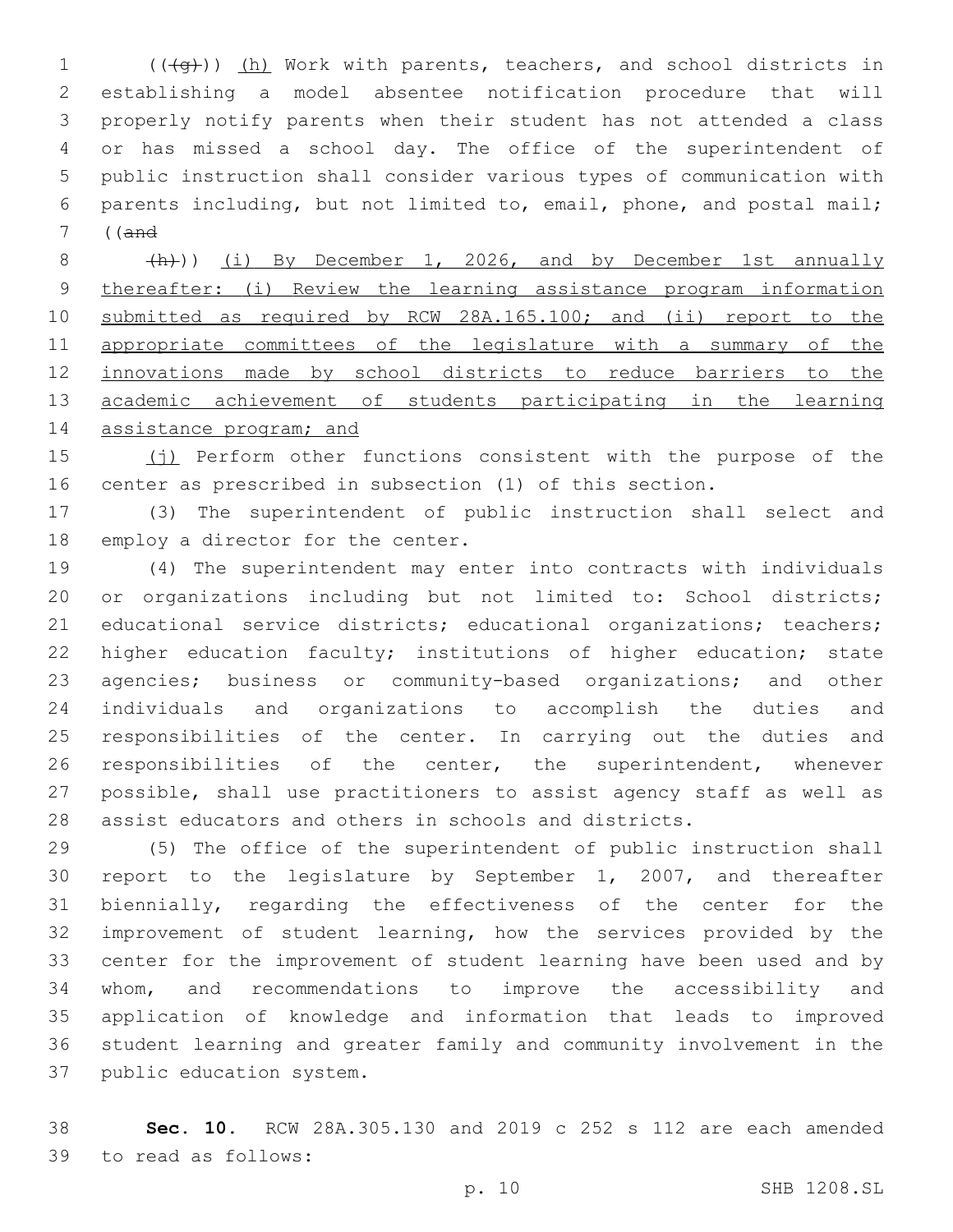((~~(g)~~)) <u>(h)</u> Work with parents, teachers, and school districts in establishing a model absentee notification procedure that will properly notify parents when their student has not attended a class or has missed a school day. The office of the superintendent of public instruction shall consider various types of communication with parents including, but not limited to, email, phone, and postal mail; ((~~and~~

~~(h)~~)) <u>(i) By December 1, 2026, and by December 1st annually thereafter: (i) Review the learning assistance program information submitted as required by RCW 28A.165.100; and (ii) report to the appropriate committees of the legislature with a summary of the innovations made by school districts to reduce barriers to the academic achievement of students participating in the learning assistance program; and</u>

<u>(j)</u> Perform other functions consistent with the purpose of the center as prescribed in subsection (1) of this section.

(3) The superintendent of public instruction shall select and employ a director for the center.

(4) The superintendent may enter into contracts with individuals or organizations including but not limited to: School districts; educational service districts; educational organizations; teachers; higher education faculty; institutions of higher education; state agencies; business or community-based organizations; and other individuals and organizations to accomplish the duties and responsibilities of the center. In carrying out the duties and responsibilities of the center, the superintendent, whenever possible, shall use practitioners to assist agency staff as well as assist educators and others in schools and districts.

(5) The office of the superintendent of public instruction shall report to the legislature by September 1, 2007, and thereafter biennially, regarding the effectiveness of the center for the improvement of student learning, how the services provided by the center for the improvement of student learning have been used and by whom, and recommendations to improve the accessibility and application of knowledge and information that leads to improved student learning and greater family and community involvement in the public education system.

**Sec. 10.** RCW 28A.305.130 and 2019 c 252 s 112 are each amended to read as follows: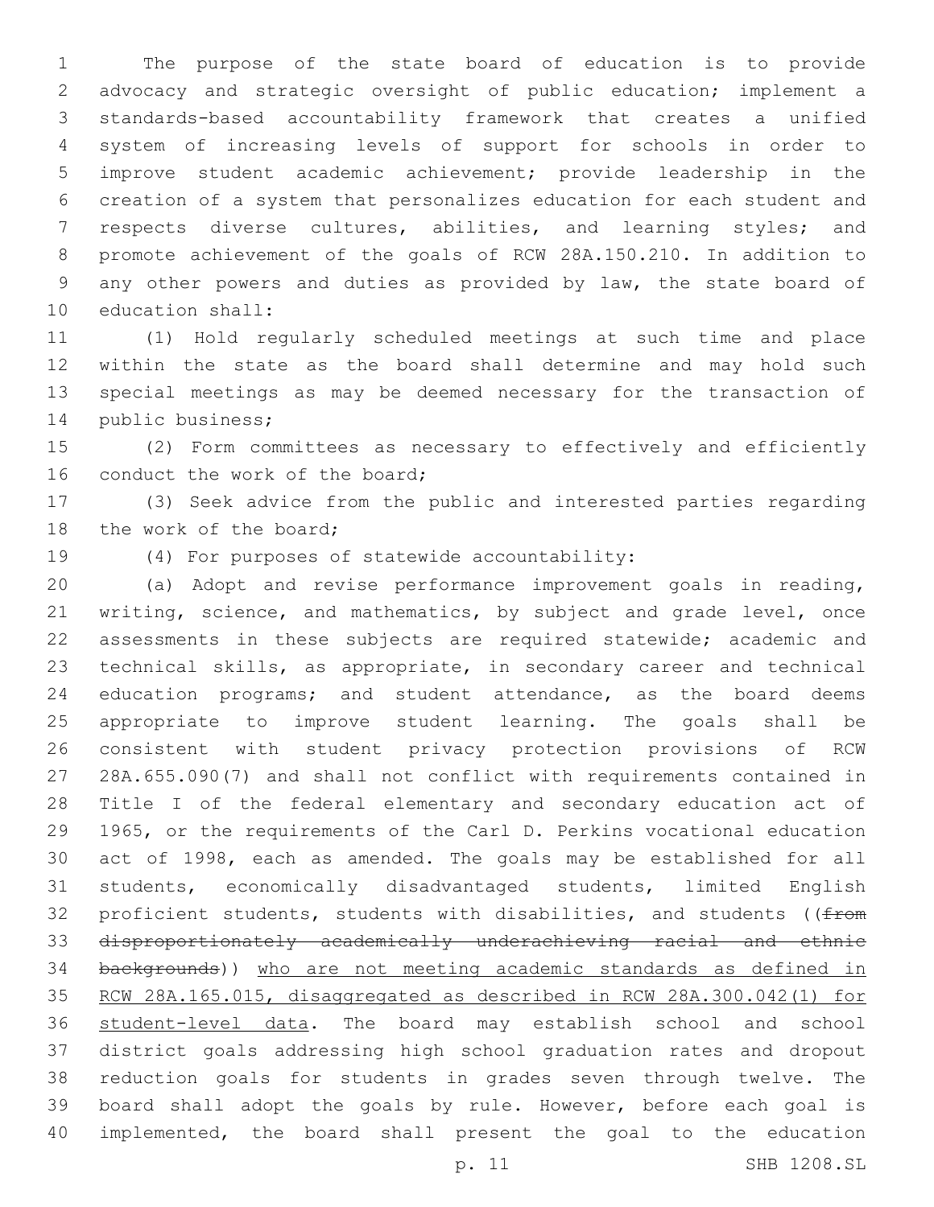The purpose of the state board of education is to provide advocacy and strategic oversight of public education; implement a standards-based accountability framework that creates a unified system of increasing levels of support for schools in order to improve student academic achievement; provide leadership in the creation of a system that personalizes education for each student and respects diverse cultures, abilities, and learning styles; and promote achievement of the goals of RCW 28A.150.210. In addition to any other powers and duties as provided by law, the state board of education shall:

(1) Hold regularly scheduled meetings at such time and place within the state as the board shall determine and may hold such special meetings as may be deemed necessary for the transaction of public business;

(2) Form committees as necessary to effectively and efficiently conduct the work of the board;

(3) Seek advice from the public and interested parties regarding the work of the board;

(4) For purposes of statewide accountability:

(a) Adopt and revise performance improvement goals in reading, writing, science, and mathematics, by subject and grade level, once assessments in these subjects are required statewide; academic and technical skills, as appropriate, in secondary career and technical education programs; and student attendance, as the board deems appropriate to improve student learning. The goals shall be consistent with student privacy protection provisions of RCW 28A.655.090(7) and shall not conflict with requirements contained in Title I of the federal elementary and secondary education act of 1965, or the requirements of the Carl D. Perkins vocational education act of 1998, each as amended. The goals may be established for all students, economically disadvantaged students, limited English proficient students, students with disabilities, and students ((~~from disproportionately academically underachieving racial and ethnic backgrounds~~)) <u>who are not meeting academic standards as defined in RCW 28A.165.015, disaggregated as described in RCW 28A.300.042(1) for student-level data</u>. The board may establish school and school district goals addressing high school graduation rates and dropout reduction goals for students in grades seven through twelve. The board shall adopt the goals by rule. However, before each goal is implemented, the board shall present the goal to the education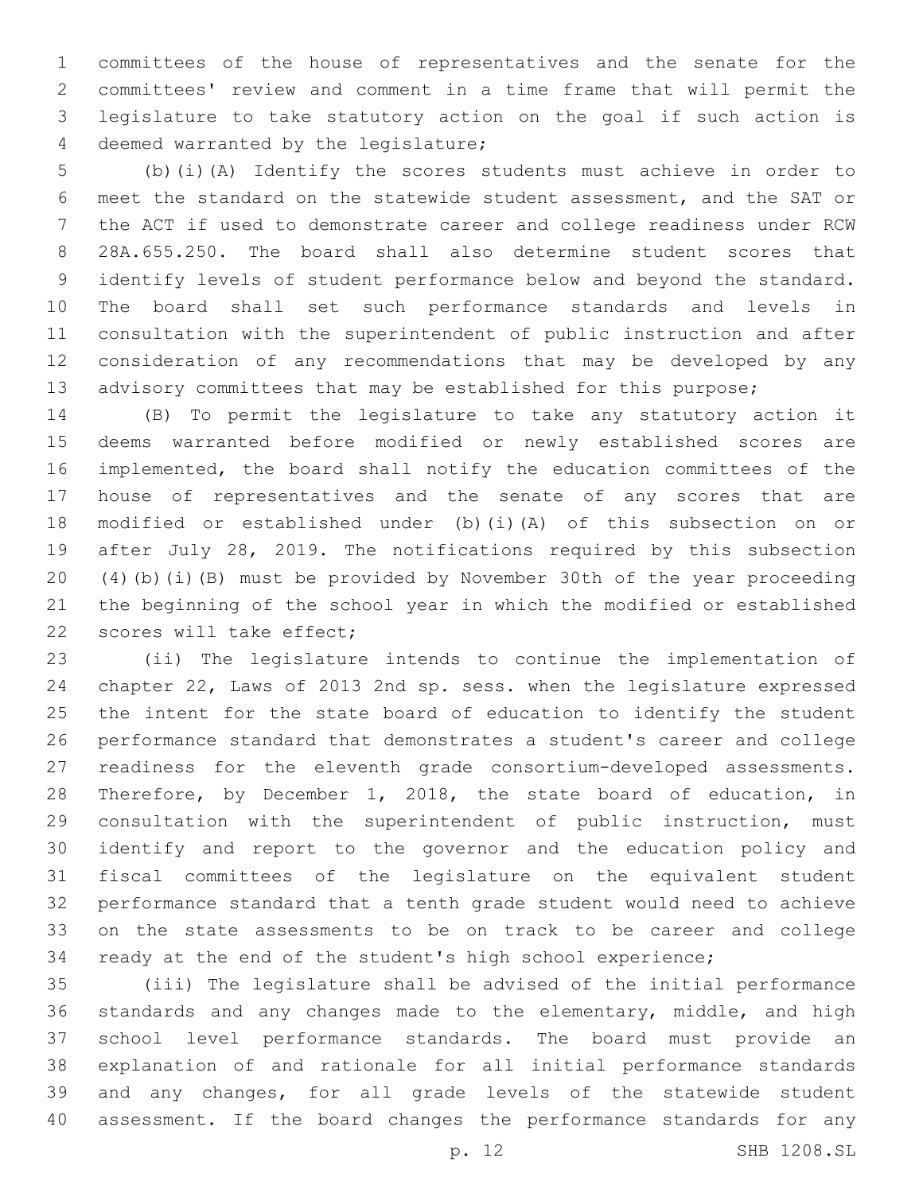committees of the house of representatives and the senate for the committees' review and comment in a time frame that will permit the legislature to take statutory action on the goal if such action is deemed warranted by the legislature;

(b)(i)(A) Identify the scores students must achieve in order to meet the standard on the statewide student assessment, and the SAT or the ACT if used to demonstrate career and college readiness under RCW 28A.655.250. The board shall also determine student scores that identify levels of student performance below and beyond the standard. The board shall set such performance standards and levels in consultation with the superintendent of public instruction and after consideration of any recommendations that may be developed by any advisory committees that may be established for this purpose;

(B) To permit the legislature to take any statutory action it deems warranted before modified or newly established scores are implemented, the board shall notify the education committees of the house of representatives and the senate of any scores that are modified or established under (b)(i)(A) of this subsection on or after July 28, 2019. The notifications required by this subsection (4)(b)(i)(B) must be provided by November 30th of the year proceeding the beginning of the school year in which the modified or established scores will take effect;

(ii) The legislature intends to continue the implementation of chapter 22, Laws of 2013 2nd sp. sess. when the legislature expressed the intent for the state board of education to identify the student performance standard that demonstrates a student's career and college readiness for the eleventh grade consortium-developed assessments. Therefore, by December 1, 2018, the state board of education, in consultation with the superintendent of public instruction, must identify and report to the governor and the education policy and fiscal committees of the legislature on the equivalent student performance standard that a tenth grade student would need to achieve on the state assessments to be on track to be career and college ready at the end of the student's high school experience;

(iii) The legislature shall be advised of the initial performance standards and any changes made to the elementary, middle, and high school level performance standards. The board must provide an explanation of and rationale for all initial performance standards and any changes, for all grade levels of the statewide student assessment. If the board changes the performance standards for any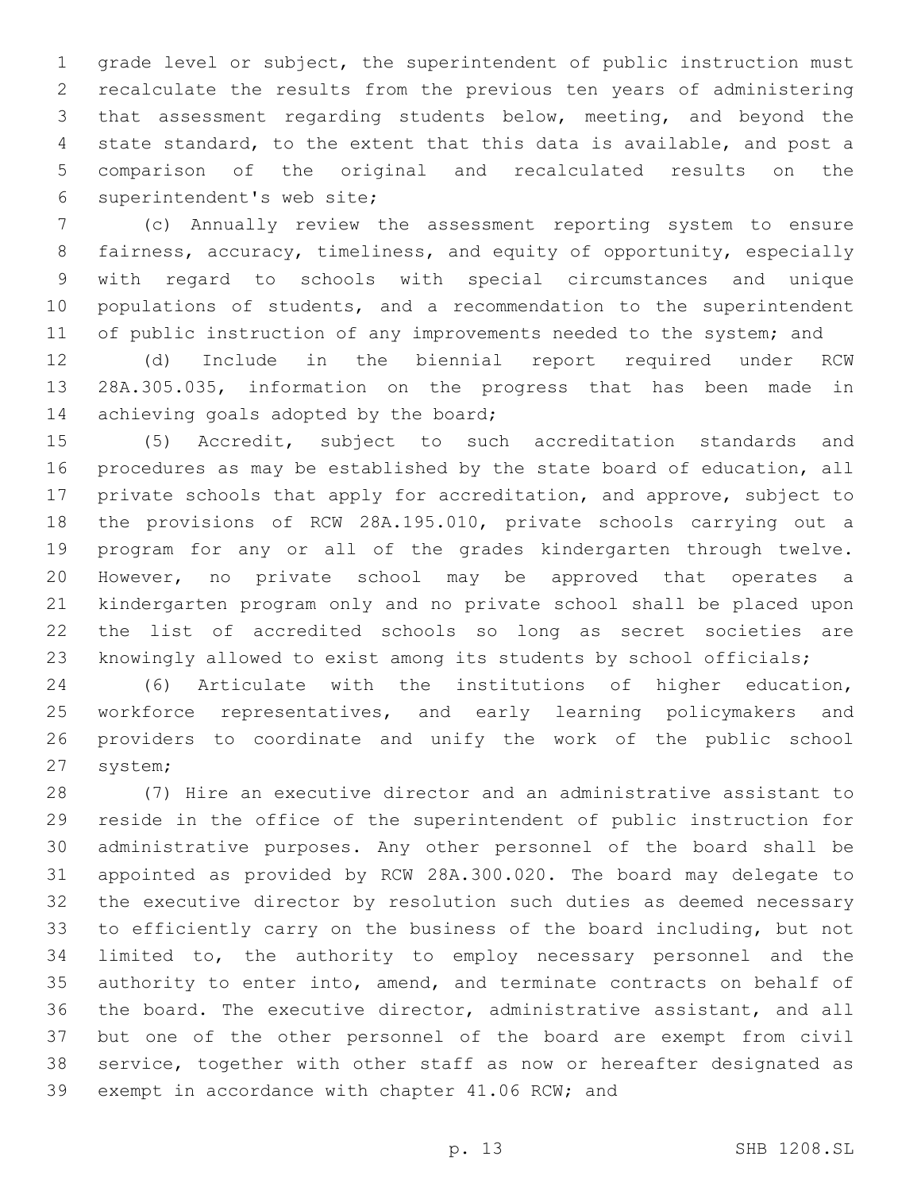grade level or subject, the superintendent of public instruction must recalculate the results from the previous ten years of administering that assessment regarding students below, meeting, and beyond the state standard, to the extent that this data is available, and post a comparison of the original and recalculated results on the superintendent's web site;

(c) Annually review the assessment reporting system to ensure fairness, accuracy, timeliness, and equity of opportunity, especially with regard to schools with special circumstances and unique populations of students, and a recommendation to the superintendent of public instruction of any improvements needed to the system; and

(d) Include in the biennial report required under RCW 28A.305.035, information on the progress that has been made in achieving goals adopted by the board;

(5) Accredit, subject to such accreditation standards and procedures as may be established by the state board of education, all private schools that apply for accreditation, and approve, subject to the provisions of RCW 28A.195.010, private schools carrying out a program for any or all of the grades kindergarten through twelve. However, no private school may be approved that operates a kindergarten program only and no private school shall be placed upon the list of accredited schools so long as secret societies are knowingly allowed to exist among its students by school officials;

(6) Articulate with the institutions of higher education, workforce representatives, and early learning policymakers and providers to coordinate and unify the work of the public school system;

(7) Hire an executive director and an administrative assistant to reside in the office of the superintendent of public instruction for administrative purposes. Any other personnel of the board shall be appointed as provided by RCW 28A.300.020. The board may delegate to the executive director by resolution such duties as deemed necessary to efficiently carry on the business of the board including, but not limited to, the authority to employ necessary personnel and the authority to enter into, amend, and terminate contracts on behalf of the board. The executive director, administrative assistant, and all but one of the other personnel of the board are exempt from civil service, together with other staff as now or hereafter designated as exempt in accordance with chapter 41.06 RCW; and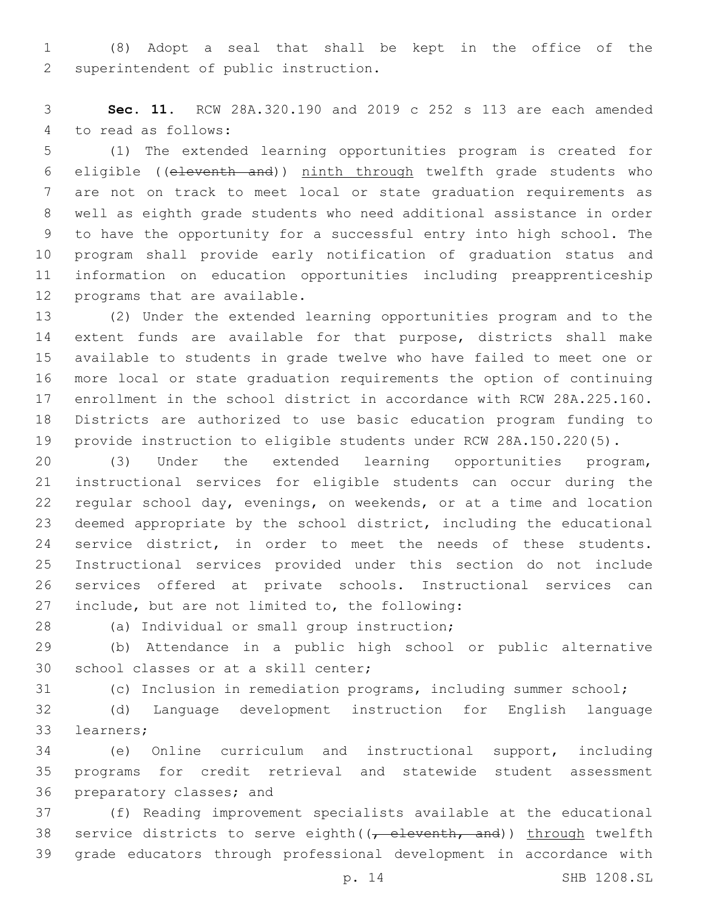(8) Adopt a seal that shall be kept in the office of the superintendent of public instruction.

**Sec. 11.** RCW 28A.320.190 and 2019 c 252 s 113 are each amended to read as follows:

(1) The extended learning opportunities program is created for eligible ((~~eleventh and~~)) <u>ninth through</u> twelfth grade students who are not on track to meet local or state graduation requirements as well as eighth grade students who need additional assistance in order to have the opportunity for a successful entry into high school. The program shall provide early notification of graduation status and information on education opportunities including preapprenticeship programs that are available.

(2) Under the extended learning opportunities program and to the extent funds are available for that purpose, districts shall make available to students in grade twelve who have failed to meet one or more local or state graduation requirements the option of continuing enrollment in the school district in accordance with RCW 28A.225.160. Districts are authorized to use basic education program funding to provide instruction to eligible students under RCW 28A.150.220(5).

(3) Under the extended learning opportunities program, instructional services for eligible students can occur during the regular school day, evenings, on weekends, or at a time and location deemed appropriate by the school district, including the educational service district, in order to meet the needs of these students. Instructional services provided under this section do not include services offered at private schools. Instructional services can include, but are not limited to, the following:

(a) Individual or small group instruction;

(b) Attendance in a public high school or public alternative school classes or at a skill center;

(c) Inclusion in remediation programs, including summer school;

(d) Language development instruction for English language learners;

(e) Online curriculum and instructional support, including programs for credit retrieval and statewide student assessment preparatory classes; and

(f) Reading improvement specialists available at the educational service districts to serve eighth((~~, eleventh, and~~)) <u>through</u> twelfth grade educators through professional development in accordance with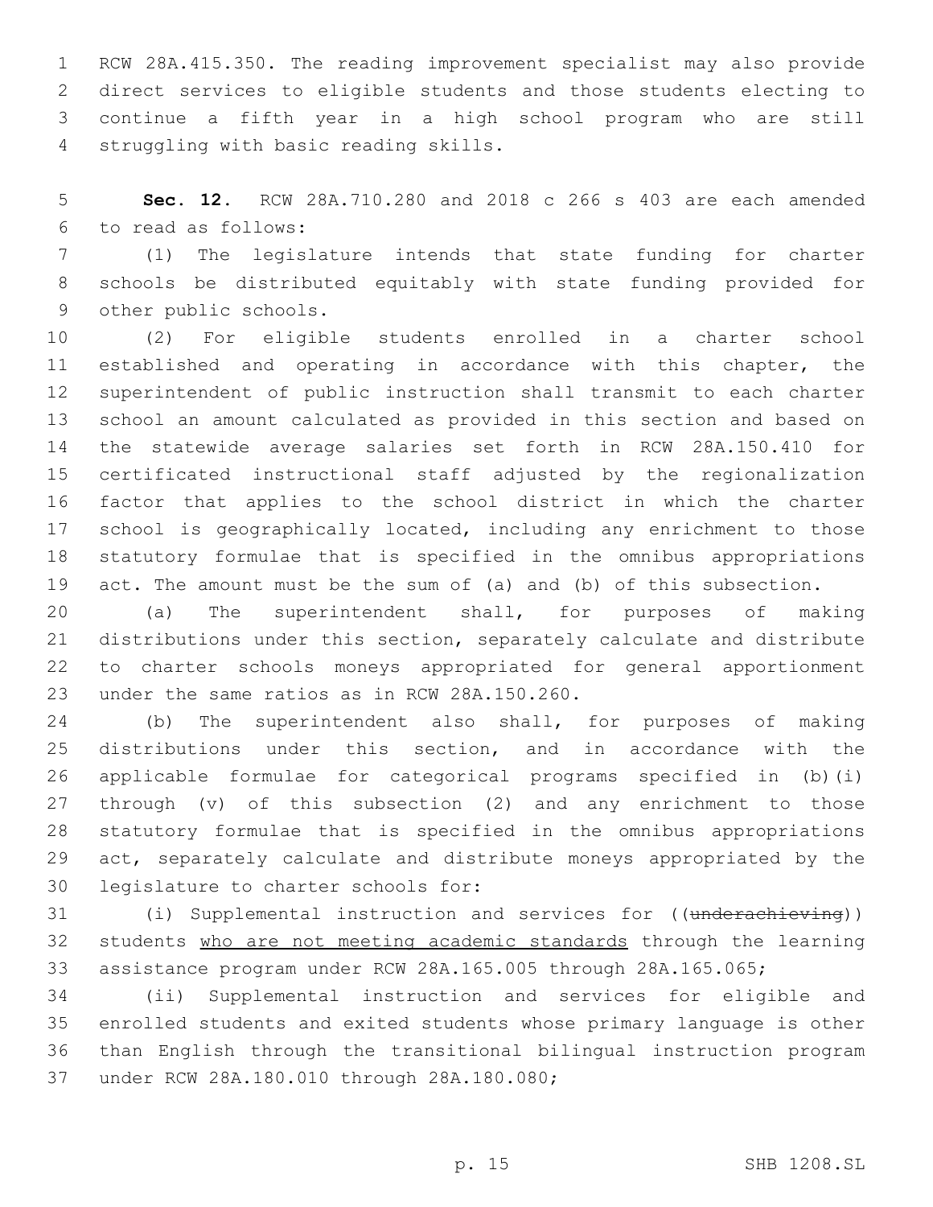RCW 28A.415.350. The reading improvement specialist may also provide direct services to eligible students and those students electing to continue a fifth year in a high school program who are still struggling with basic reading skills.

**Sec. 12.** RCW 28A.710.280 and 2018 c 266 s 403 are each amended to read as follows:

(1) The legislature intends that state funding for charter schools be distributed equitably with state funding provided for other public schools.

(2) For eligible students enrolled in a charter school established and operating in accordance with this chapter, the superintendent of public instruction shall transmit to each charter school an amount calculated as provided in this section and based on the statewide average salaries set forth in RCW 28A.150.410 for certificated instructional staff adjusted by the regionalization factor that applies to the school district in which the charter school is geographically located, including any enrichment to those statutory formulae that is specified in the omnibus appropriations act. The amount must be the sum of (a) and (b) of this subsection.

(a) The superintendent shall, for purposes of making distributions under this section, separately calculate and distribute to charter schools moneys appropriated for general apportionment under the same ratios as in RCW 28A.150.260.

(b) The superintendent also shall, for purposes of making distributions under this section, and in accordance with the applicable formulae for categorical programs specified in (b)(i) through (v) of this subsection (2) and any enrichment to those statutory formulae that is specified in the omnibus appropriations act, separately calculate and distribute moneys appropriated by the legislature to charter schools for:

(i) Supplemental instruction and services for ((~~underachieving~~)) students <u>who are not meeting academic standards</u> through the learning assistance program under RCW 28A.165.005 through 28A.165.065;

(ii) Supplemental instruction and services for eligible and enrolled students and exited students whose primary language is other than English through the transitional bilingual instruction program under RCW 28A.180.010 through 28A.180.080;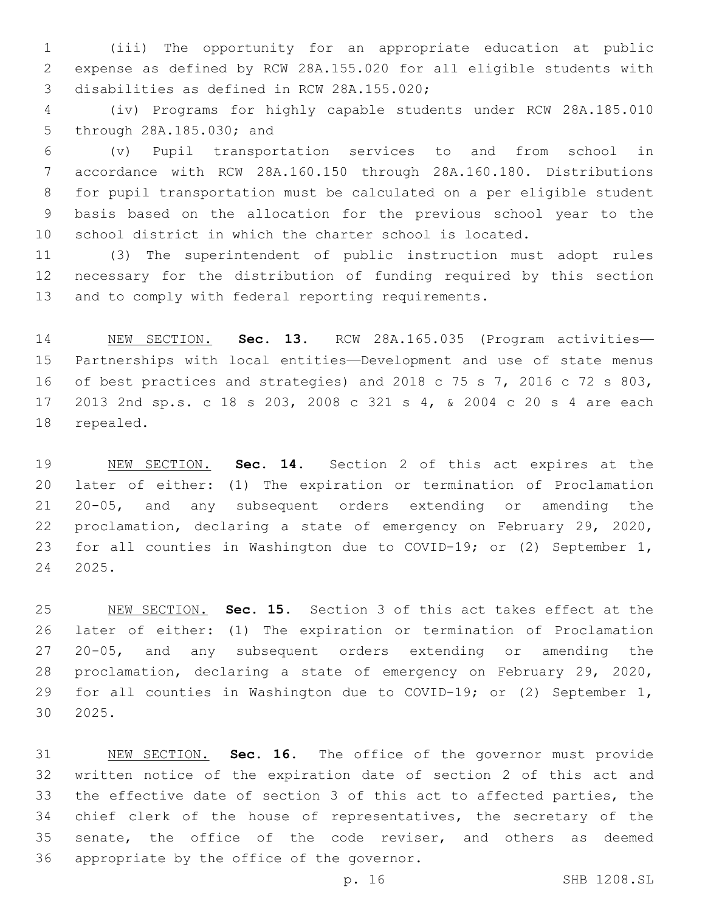(iii) The opportunity for an appropriate education at public expense as defined by RCW 28A.155.020 for all eligible students with disabilities as defined in RCW 28A.155.020;

(iv) Programs for highly capable students under RCW 28A.185.010 through 28A.185.030; and

(v) Pupil transportation services to and from school in accordance with RCW 28A.160.150 through 28A.160.180. Distributions for pupil transportation must be calculated on a per eligible student basis based on the allocation for the previous school year to the school district in which the charter school is located.

(3) The superintendent of public instruction must adopt rules necessary for the distribution of funding required by this section and to comply with federal reporting requirements.

NEW SECTION. **Sec. 13.** RCW 28A.165.035 (Program activities—Partnerships with local entities—Development and use of state menus of best practices and strategies) and 2018 c 75 s 7, 2016 c 72 s 803, 2013 2nd sp.s. c 18 s 203, 2008 c 321 s 4, & 2004 c 20 s 4 are each repealed.

NEW SECTION. **Sec. 14.** Section 2 of this act expires at the later of either: (1) The expiration or termination of Proclamation 20-05, and any subsequent orders extending or amending the proclamation, declaring a state of emergency on February 29, 2020, for all counties in Washington due to COVID-19; or (2) September 1, 2025.

NEW SECTION. **Sec. 15.** Section 3 of this act takes effect at the later of either: (1) The expiration or termination of Proclamation 20-05, and any subsequent orders extending or amending the proclamation, declaring a state of emergency on February 29, 2020, for all counties in Washington due to COVID-19; or (2) September 1, 2025.

NEW SECTION. **Sec. 16.** The office of the governor must provide written notice of the expiration date of section 2 of this act and the effective date of section 3 of this act to affected parties, the chief clerk of the house of representatives, the secretary of the senate, the office of the code reviser, and others as deemed appropriate by the office of the governor.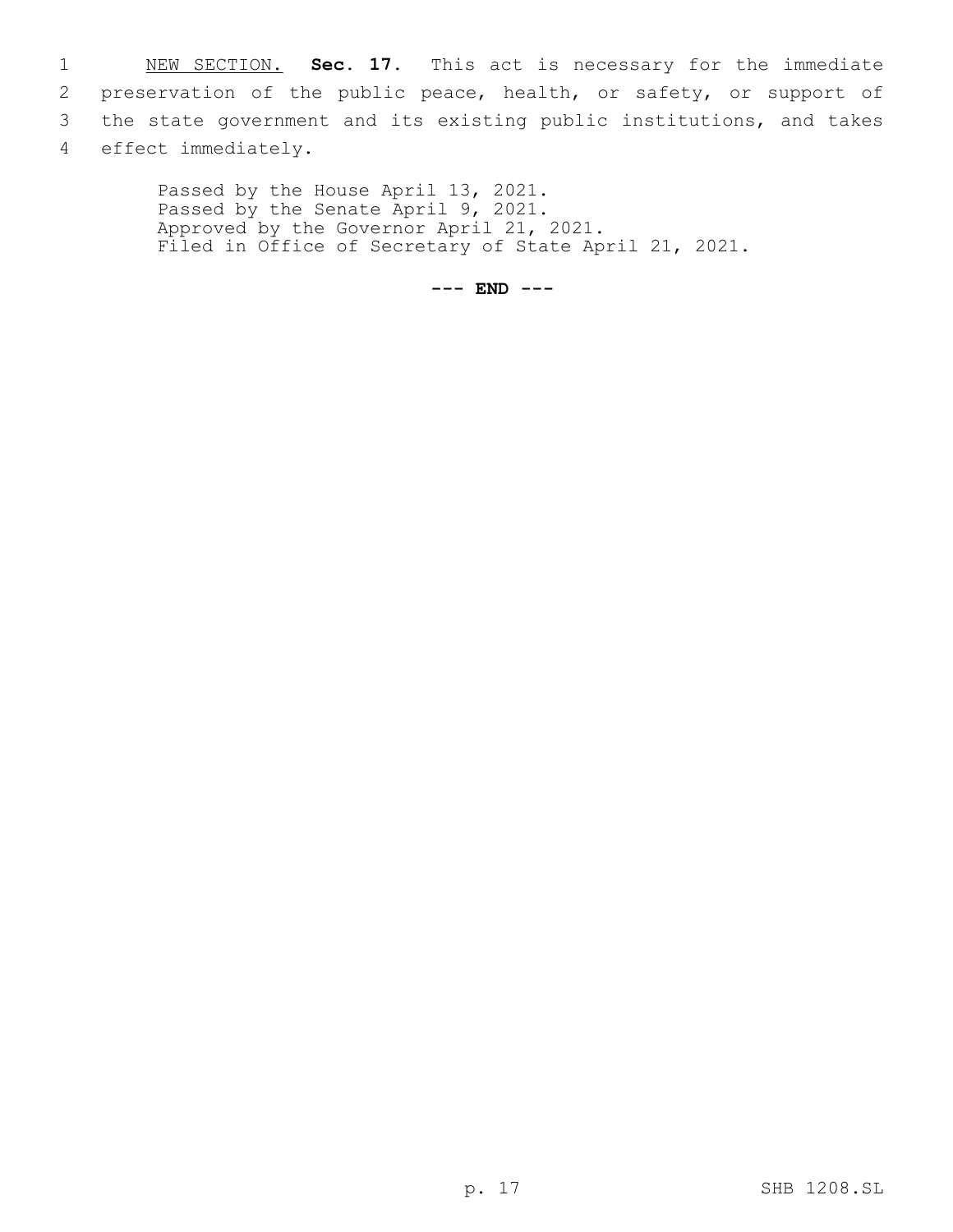NEW SECTION. **Sec. 17.** This act is necessary for the immediate preservation of the public peace, health, or safety, or support of the state government and its existing public institutions, and takes effect immediately.

Passed by the House April 13, 2021.
Passed by the Senate April 9, 2021.
Approved by the Governor April 21, 2021.
Filed in Office of Secretary of State April 21, 2021.

**--- END ---**